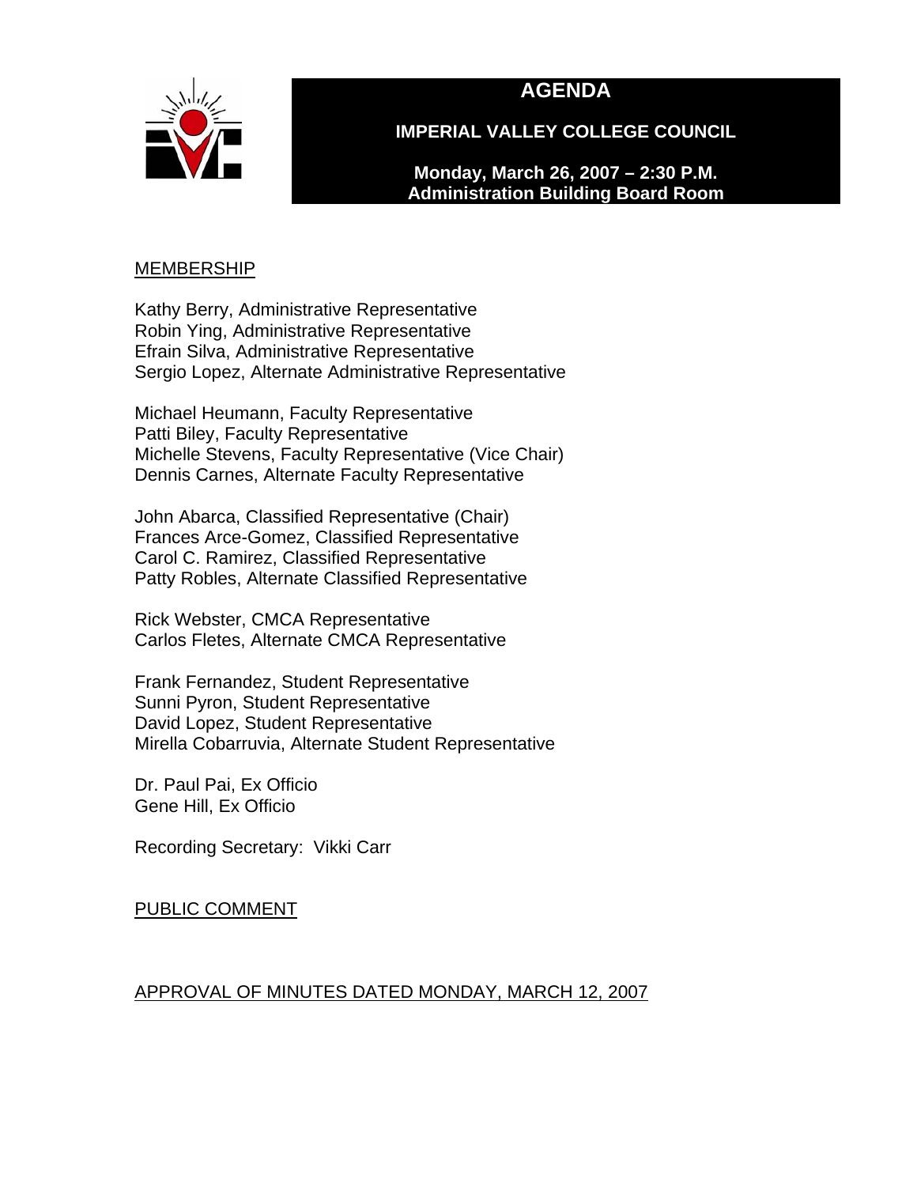# AGENDA

## IMPERIAL VALLEY COLLEGE COUNCIL

**Monday, March 26, 2007 – 2:30 P.M.**
**Administration Building Board Room**

MEMBERSHIP

Kathy Berry, Administrative Representative
Robin Ying, Administrative Representative
Efrain Silva, Administrative Representative
Sergio Lopez, Alternate Administrative Representative

Michael Heumann, Faculty Representative
Patti Biley, Faculty Representative
Michelle Stevens, Faculty Representative (Vice Chair)
Dennis Carnes, Alternate Faculty Representative

John Abarca, Classified Representative (Chair)
Frances Arce-Gomez, Classified Representative
Carol C. Ramirez, Classified Representative
Patty Robles, Alternate Classified Representative

Rick Webster, CMCA Representative
Carlos Fletes, Alternate CMCA Representative

Frank Fernandez, Student Representative
Sunni Pyron, Student Representative
David Lopez, Student Representative
Mirella Cobarruvia, Alternate Student Representative

Dr. Paul Pai, Ex Officio
Gene Hill, Ex Officio

Recording Secretary: Vikki Carr

PUBLIC COMMENT

APPROVAL OF MINUTES DATED MONDAY, MARCH 12, 2007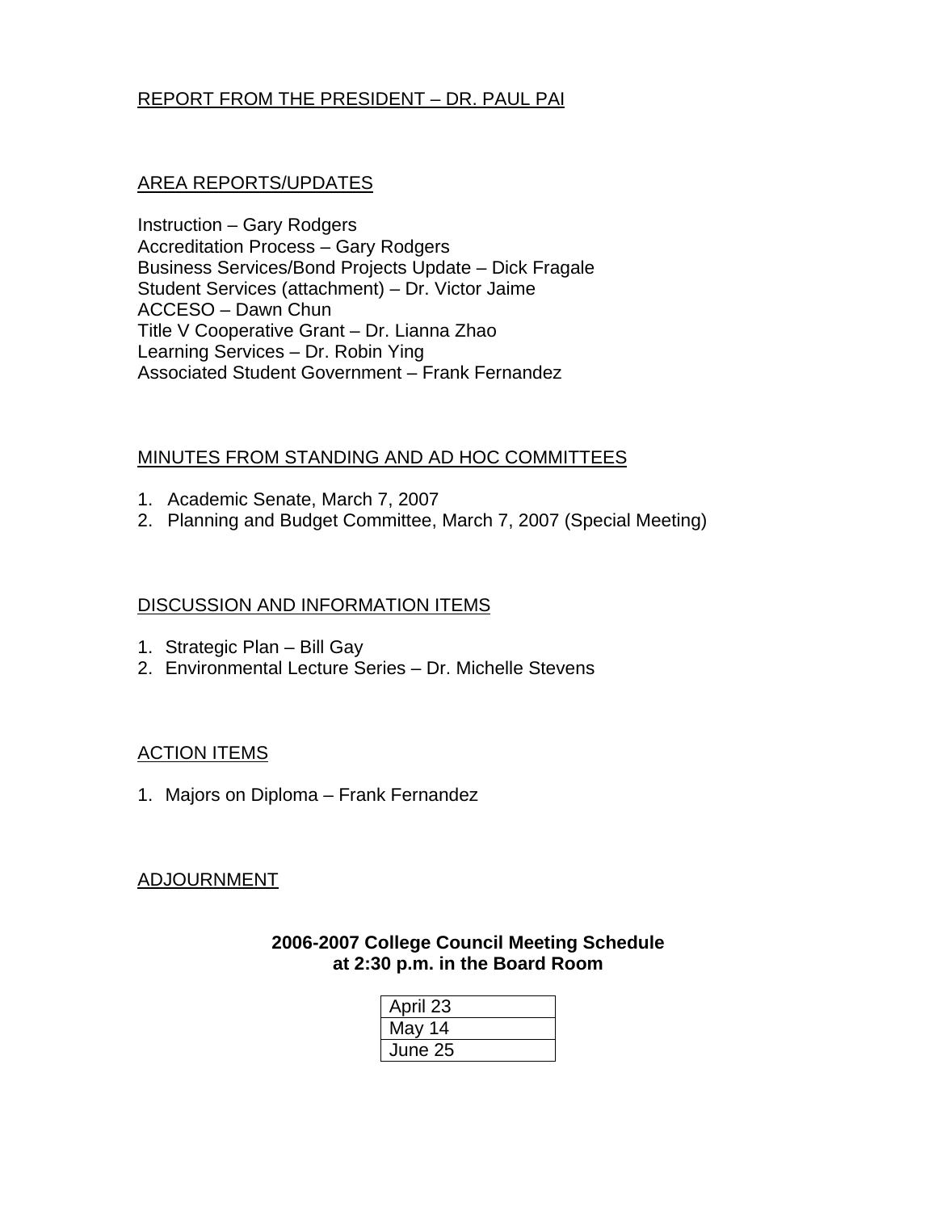REPORT FROM THE PRESIDENT – DR. PAUL PAI

AREA REPORTS/UPDATES

Instruction – Gary Rodgers
Accreditation Process – Gary Rodgers
Business Services/Bond Projects Update – Dick Fragale
Student Services (attachment) – Dr. Victor Jaime
ACCESO – Dawn Chun
Title V Cooperative Grant – Dr. Lianna Zhao
Learning Services – Dr. Robin Ying
Associated Student Government – Frank Fernandez

MINUTES FROM STANDING AND AD HOC COMMITTEES

1. Academic Senate, March 7, 2007
2. Planning and Budget Committee, March 7, 2007 (Special Meeting)

DISCUSSION AND INFORMATION ITEMS

1. Strategic Plan – Bill Gay
2. Environmental Lecture Series – Dr. Michelle Stevens

ACTION ITEMS

1. Majors on Diploma – Frank Fernandez

ADJOURNMENT

**2006-2007 College Council Meeting Schedule**
**at 2:30 p.m. in the Board Room**

| |
|---|
| April 23 |
| May 14 |
| June 25 |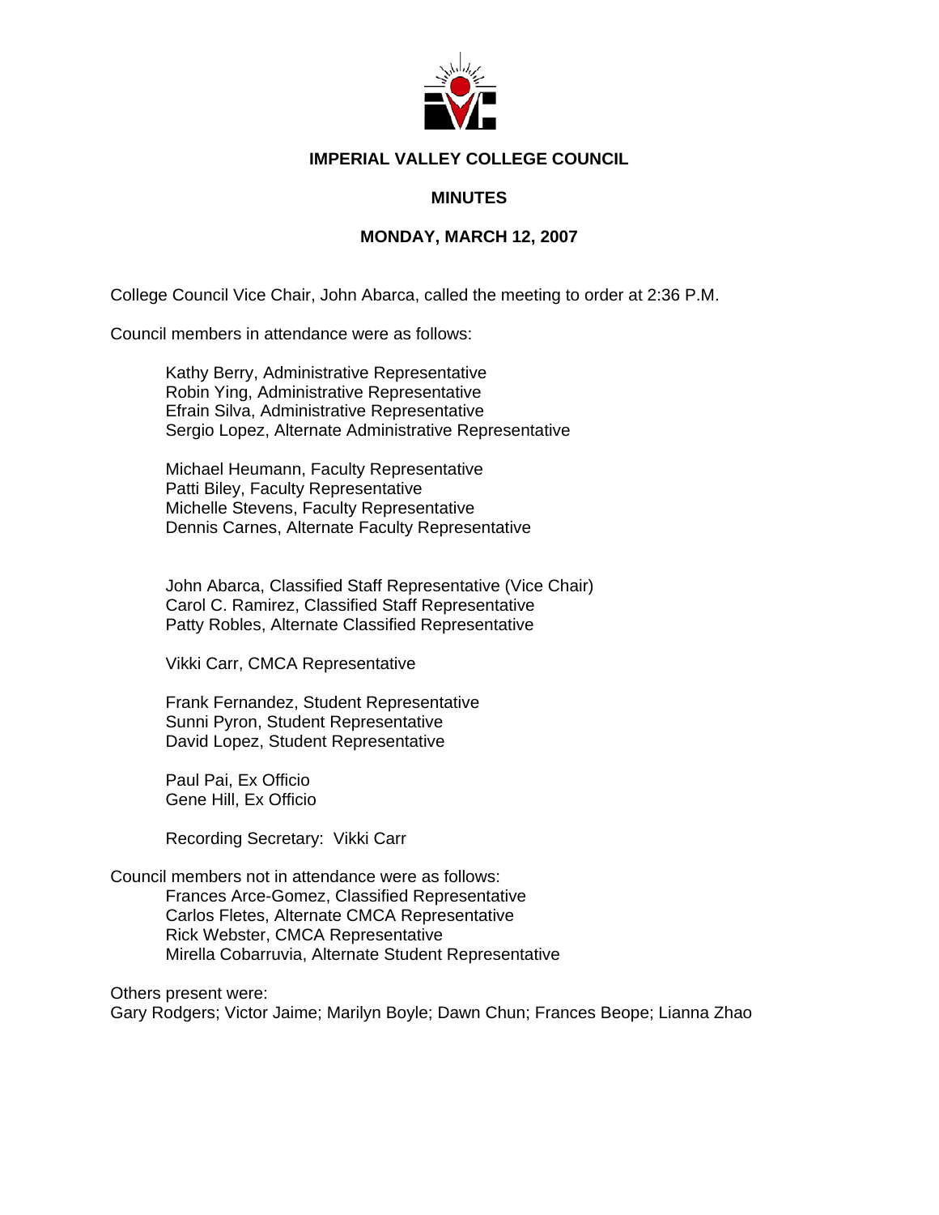**IMPERIAL VALLEY COLLEGE COUNCIL**

**MINUTES**

**MONDAY, MARCH 12, 2007**

College Council Vice Chair, John Abarca, called the meeting to order at 2:36 P.M.

Council members in attendance were as follows:

Kathy Berry, Administrative Representative
Robin Ying, Administrative Representative
Efrain Silva, Administrative Representative
Sergio Lopez, Alternate Administrative Representative

Michael Heumann, Faculty Representative
Patti Biley, Faculty Representative
Michelle Stevens, Faculty Representative
Dennis Carnes, Alternate Faculty Representative

John Abarca, Classified Staff Representative (Vice Chair)
Carol C. Ramirez, Classified Staff Representative
Patty Robles, Alternate Classified Representative

Vikki Carr, CMCA Representative

Frank Fernandez, Student Representative
Sunni Pyron, Student Representative
David Lopez, Student Representative

Paul Pai, Ex Officio
Gene Hill, Ex Officio

Recording Secretary: Vikki Carr

Council members not in attendance were as follows:
Frances Arce-Gomez, Classified Representative
Carlos Fletes, Alternate CMCA Representative
Rick Webster, CMCA Representative
Mirella Cobarruvia, Alternate Student Representative

Others present were:
Gary Rodgers; Victor Jaime; Marilyn Boyle; Dawn Chun; Frances Beope; Lianna Zhao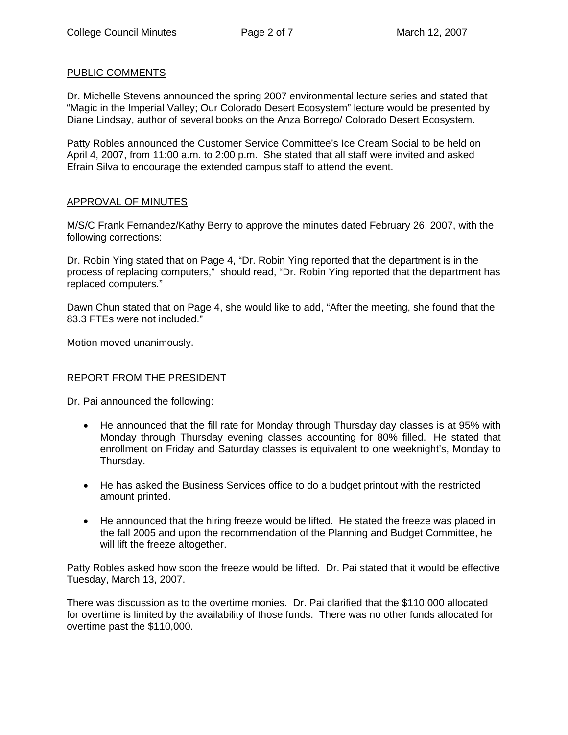## PUBLIC COMMENTS

Dr. Michelle Stevens announced the spring 2007 environmental lecture series and stated that "Magic in the Imperial Valley; Our Colorado Desert Ecosystem" lecture would be presented by Diane Lindsay, author of several books on the Anza Borrego/ Colorado Desert Ecosystem.

Patty Robles announced the Customer Service Committee's Ice Cream Social to be held on April 4, 2007, from 11:00 a.m. to 2:00 p.m. She stated that all staff were invited and asked Efrain Silva to encourage the extended campus staff to attend the event.

## APPROVAL OF MINUTES

M/S/C Frank Fernandez/Kathy Berry to approve the minutes dated February 26, 2007, with the following corrections:

Dr. Robin Ying stated that on Page 4, "Dr. Robin Ying reported that the department is in the process of replacing computers," should read, "Dr. Robin Ying reported that the department has replaced computers."

Dawn Chun stated that on Page 4, she would like to add, "After the meeting, she found that the 83.3 FTEs were not included."

Motion moved unanimously.

## REPORT FROM THE PRESIDENT

Dr. Pai announced the following:

- He announced that the fill rate for Monday through Thursday day classes is at 95% with Monday through Thursday evening classes accounting for 80% filled. He stated that enrollment on Friday and Saturday classes is equivalent to one weeknight's, Monday to Thursday.
- He has asked the Business Services office to do a budget printout with the restricted amount printed.
- He announced that the hiring freeze would be lifted. He stated the freeze was placed in the fall 2005 and upon the recommendation of the Planning and Budget Committee, he will lift the freeze altogether.

Patty Robles asked how soon the freeze would be lifted. Dr. Pai stated that it would be effective Tuesday, March 13, 2007.

There was discussion as to the overtime monies. Dr. Pai clarified that the $110,000 allocated for overtime is limited by the availability of those funds. There was no other funds allocated for overtime past the $110,000.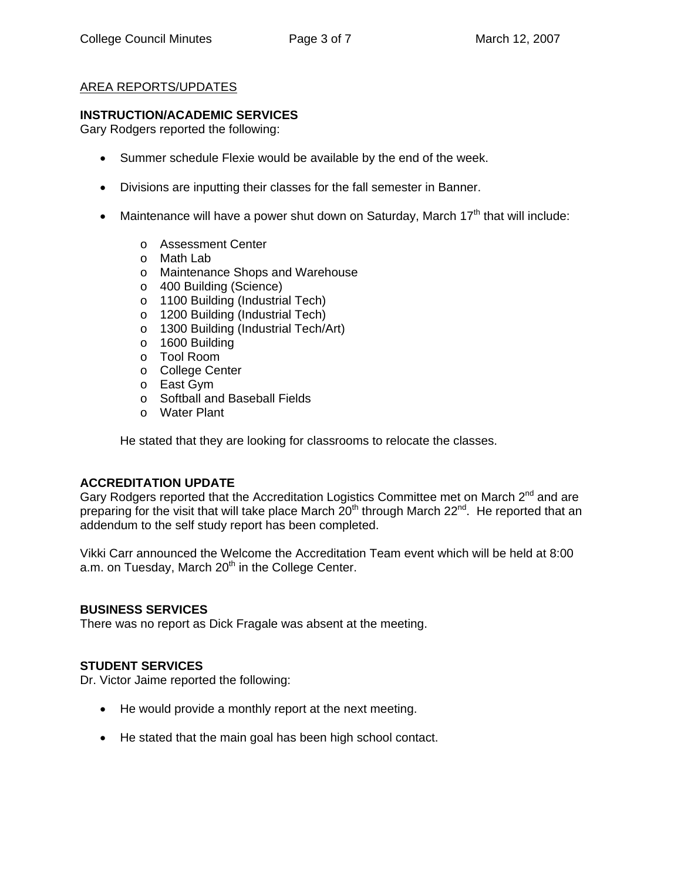AREA REPORTS/UPDATES

**INSTRUCTION/ACADEMIC SERVICES**
Gary Rodgers reported the following:

- Summer schedule Flexie would be available by the end of the week.

- Divisions are inputting their classes for the fall semester in Banner.

- Maintenance will have a power shut down on Saturday, March 17th that will include:

  - Assessment Center
  - Math Lab
  - Maintenance Shops and Warehouse
  - 400 Building (Science)
  - 1100 Building (Industrial Tech)
  - 1200 Building (Industrial Tech)
  - 1300 Building (Industrial Tech/Art)
  - 1600 Building
  - Tool Room
  - College Center
  - East Gym
  - Softball and Baseball Fields
  - Water Plant

  He stated that they are looking for classrooms to relocate the classes.

**ACCREDITATION UPDATE**
Gary Rodgers reported that the Accreditation Logistics Committee met on March 2nd and are preparing for the visit that will take place March 20th through March 22nd. He reported that an addendum to the self study report has been completed.

Vikki Carr announced the Welcome the Accreditation Team event which will be held at 8:00 a.m. on Tuesday, March 20th in the College Center.

**BUSINESS SERVICES**
There was no report as Dick Fragale was absent at the meeting.

**STUDENT SERVICES**
Dr. Victor Jaime reported the following:

- He would provide a monthly report at the next meeting.

- He stated that the main goal has been high school contact.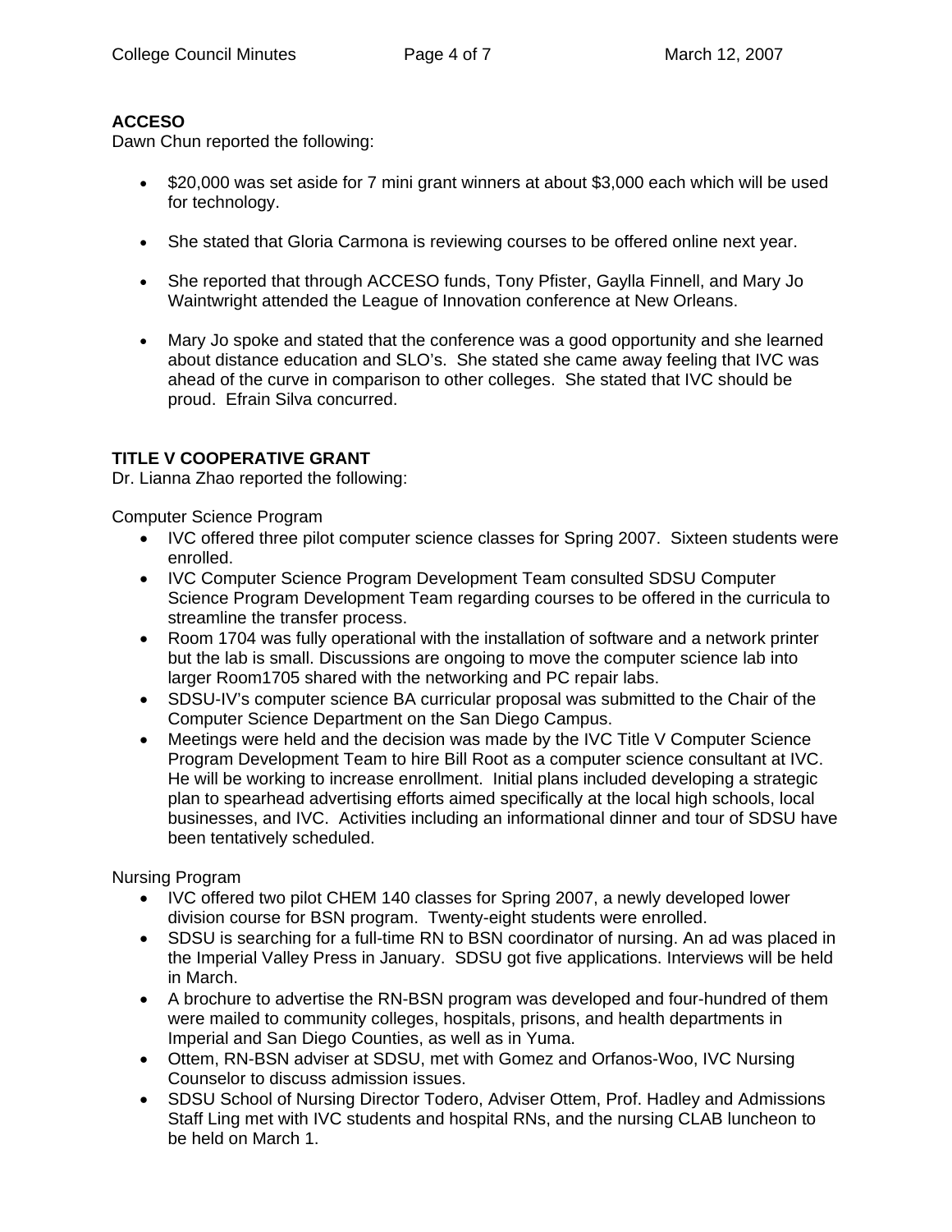**ACCESO**

Dawn Chun reported the following:

- $20,000 was set aside for 7 mini grant winners at about $3,000 each which will be used for technology.

- She stated that Gloria Carmona is reviewing courses to be offered online next year.

- She reported that through ACCESO funds, Tony Pfister, Gaylla Finnell, and Mary Jo Waintwright attended the League of Innovation conference at New Orleans.

- Mary Jo spoke and stated that the conference was a good opportunity and she learned about distance education and SLO's. She stated she came away feeling that IVC was ahead of the curve in comparison to other colleges. She stated that IVC should be proud. Efrain Silva concurred.

**TITLE V COOPERATIVE GRANT**

Dr. Lianna Zhao reported the following:

Computer Science Program

- IVC offered three pilot computer science classes for Spring 2007. Sixteen students were enrolled.
- IVC Computer Science Program Development Team consulted SDSU Computer Science Program Development Team regarding courses to be offered in the curricula to streamline the transfer process.
- Room 1704 was fully operational with the installation of software and a network printer but the lab is small. Discussions are ongoing to move the computer science lab into larger Room1705 shared with the networking and PC repair labs.
- SDSU-IV's computer science BA curricular proposal was submitted to the Chair of the Computer Science Department on the San Diego Campus.
- Meetings were held and the decision was made by the IVC Title V Computer Science Program Development Team to hire Bill Root as a computer science consultant at IVC. He will be working to increase enrollment. Initial plans included developing a strategic plan to spearhead advertising efforts aimed specifically at the local high schools, local businesses, and IVC. Activities including an informational dinner and tour of SDSU have been tentatively scheduled.

Nursing Program

- IVC offered two pilot CHEM 140 classes for Spring 2007, a newly developed lower division course for BSN program. Twenty-eight students were enrolled.
- SDSU is searching for a full-time RN to BSN coordinator of nursing. An ad was placed in the Imperial Valley Press in January. SDSU got five applications. Interviews will be held in March.
- A brochure to advertise the RN-BSN program was developed and four-hundred of them were mailed to community colleges, hospitals, prisons, and health departments in Imperial and San Diego Counties, as well as in Yuma.
- Ottem, RN-BSN adviser at SDSU, met with Gomez and Orfanos-Woo, IVC Nursing Counselor to discuss admission issues.
- SDSU School of Nursing Director Todero, Adviser Ottem, Prof. Hadley and Admissions Staff Ling met with IVC students and hospital RNs, and the nursing CLAB luncheon to be held on March 1.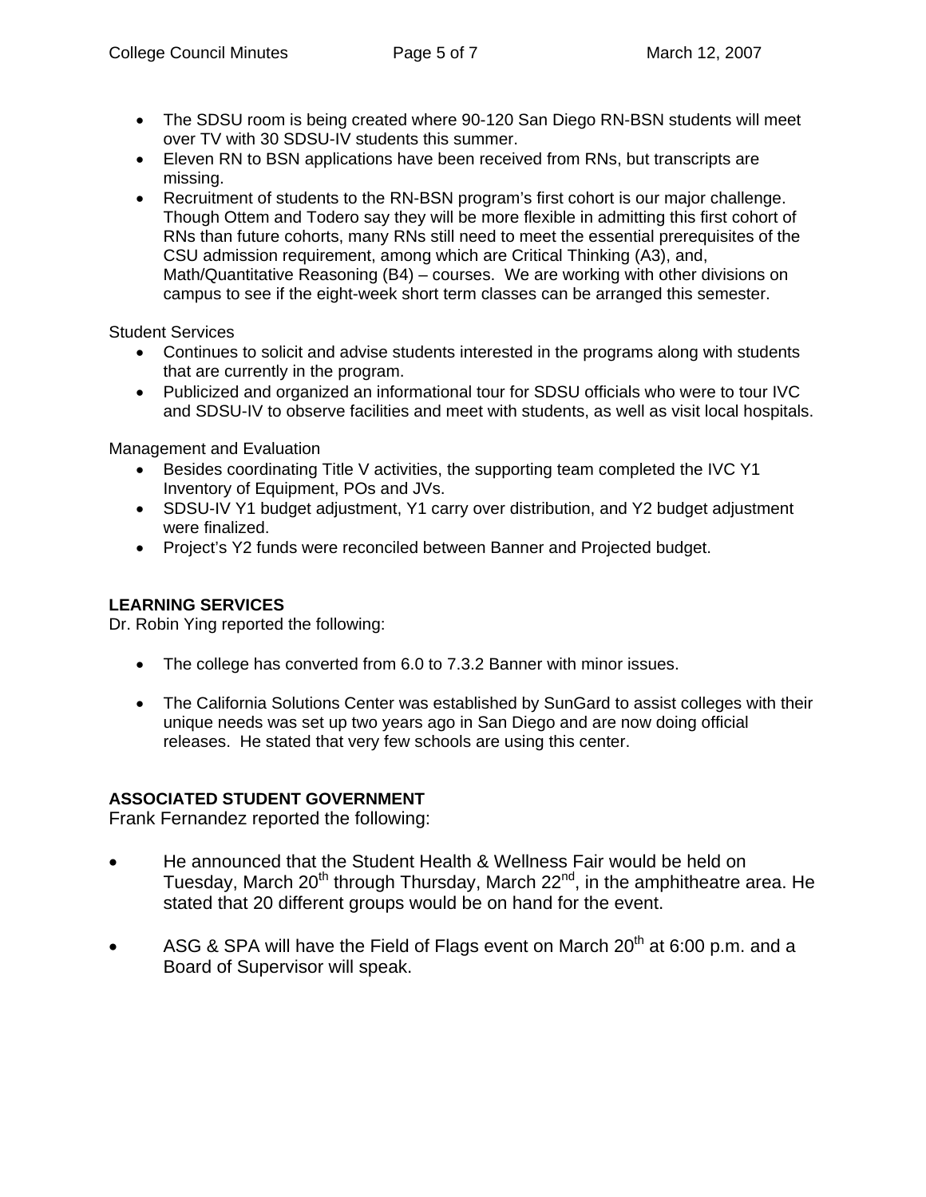- The SDSU room is being created where 90-120 San Diego RN-BSN students will meet over TV with 30 SDSU-IV students this summer.
- Eleven RN to BSN applications have been received from RNs, but transcripts are missing.
- Recruitment of students to the RN-BSN program's first cohort is our major challenge. Though Ottem and Todero say they will be more flexible in admitting this first cohort of RNs than future cohorts, many RNs still need to meet the essential prerequisites of the CSU admission requirement, among which are Critical Thinking (A3), and, Math/Quantitative Reasoning (B4) – courses. We are working with other divisions on campus to see if the eight-week short term classes can be arranged this semester.

Student Services

- Continues to solicit and advise students interested in the programs along with students that are currently in the program.
- Publicized and organized an informational tour for SDSU officials who were to tour IVC and SDSU-IV to observe facilities and meet with students, as well as visit local hospitals.

Management and Evaluation

- Besides coordinating Title V activities, the supporting team completed the IVC Y1 Inventory of Equipment, POs and JVs.
- SDSU-IV Y1 budget adjustment, Y1 carry over distribution, and Y2 budget adjustment were finalized.
- Project's Y2 funds were reconciled between Banner and Projected budget.

**LEARNING SERVICES**

Dr. Robin Ying reported the following:

- The college has converted from 6.0 to 7.3.2 Banner with minor issues.
- The California Solutions Center was established by SunGard to assist colleges with their unique needs was set up two years ago in San Diego and are now doing official releases. He stated that very few schools are using this center.

**ASSOCIATED STUDENT GOVERNMENT**

Frank Fernandez reported the following:

- He announced that the Student Health & Wellness Fair would be held on Tuesday, March 20th through Thursday, March 22nd, in the amphitheatre area. He stated that 20 different groups would be on hand for the event.
- ASG & SPA will have the Field of Flags event on March 20th at 6:00 p.m. and a Board of Supervisor will speak.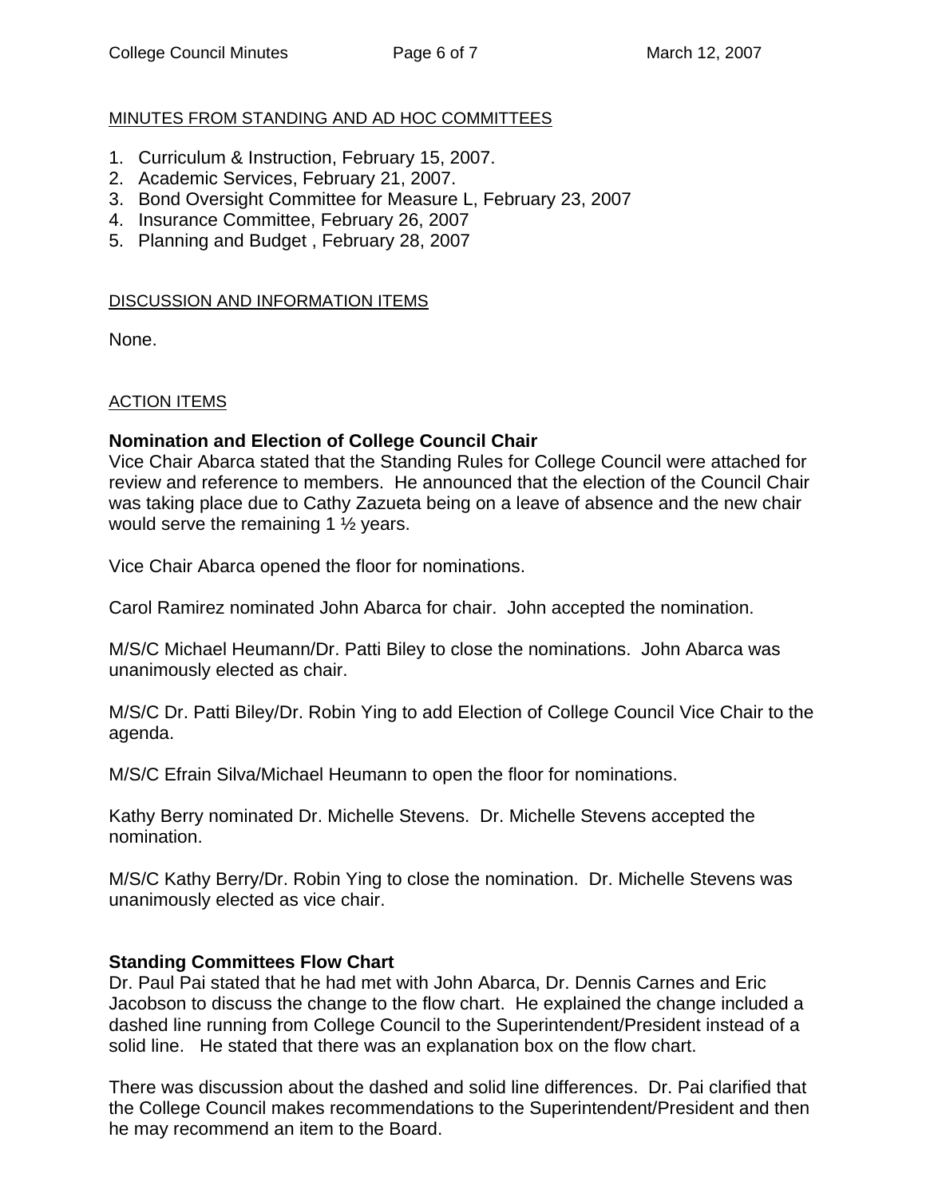MINUTES FROM STANDING AND AD HOC COMMITTEES

1. Curriculum & Instruction, February 15, 2007.
2. Academic Services, February 21, 2007.
3. Bond Oversight Committee for Measure L, February 23, 2007
4. Insurance Committee, February 26, 2007
5. Planning and Budget , February 28, 2007

DISCUSSION AND INFORMATION ITEMS

None.

ACTION ITEMS

**Nomination and Election of College Council Chair**

Vice Chair Abarca stated that the Standing Rules for College Council were attached for review and reference to members. He announced that the election of the Council Chair was taking place due to Cathy Zazueta being on a leave of absence and the new chair would serve the remaining 1 ½ years.

Vice Chair Abarca opened the floor for nominations.

Carol Ramirez nominated John Abarca for chair. John accepted the nomination.

M/S/C Michael Heumann/Dr. Patti Biley to close the nominations. John Abarca was unanimously elected as chair.

M/S/C Dr. Patti Biley/Dr. Robin Ying to add Election of College Council Vice Chair to the agenda.

M/S/C Efrain Silva/Michael Heumann to open the floor for nominations.

Kathy Berry nominated Dr. Michelle Stevens. Dr. Michelle Stevens accepted the nomination.

M/S/C Kathy Berry/Dr. Robin Ying to close the nomination. Dr. Michelle Stevens was unanimously elected as vice chair.

**Standing Committees Flow Chart**

Dr. Paul Pai stated that he had met with John Abarca, Dr. Dennis Carnes and Eric Jacobson to discuss the change to the flow chart. He explained the change included a dashed line running from College Council to the Superintendent/President instead of a solid line. He stated that there was an explanation box on the flow chart.

There was discussion about the dashed and solid line differences. Dr. Pai clarified that the College Council makes recommendations to the Superintendent/President and then he may recommend an item to the Board.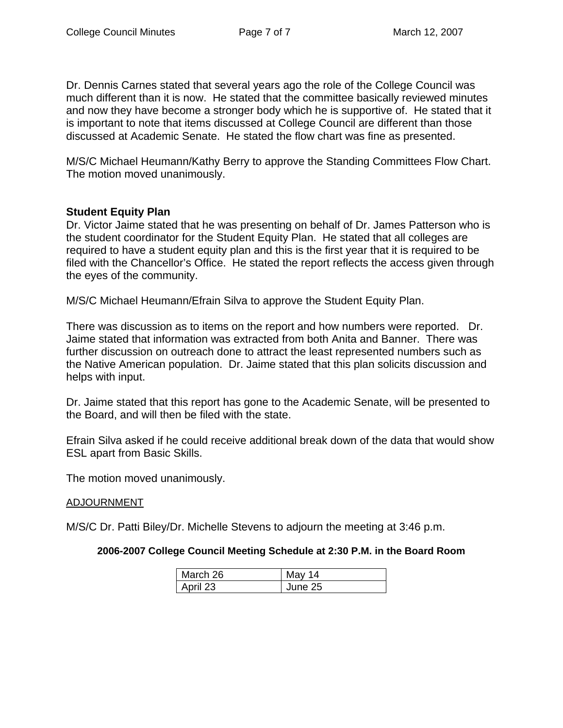Dr. Dennis Carnes stated that several years ago the role of the College Council was much different than it is now. He stated that the committee basically reviewed minutes and now they have become a stronger body which he is supportive of. He stated that it is important to note that items discussed at College Council are different than those discussed at Academic Senate. He stated the flow chart was fine as presented.

M/S/C Michael Heumann/Kathy Berry to approve the Standing Committees Flow Chart. The motion moved unanimously.

**Student Equity Plan**

Dr. Victor Jaime stated that he was presenting on behalf of Dr. James Patterson who is the student coordinator for the Student Equity Plan. He stated that all colleges are required to have a student equity plan and this is the first year that it is required to be filed with the Chancellor's Office. He stated the report reflects the access given through the eyes of the community.

M/S/C Michael Heumann/Efrain Silva to approve the Student Equity Plan.

There was discussion as to items on the report and how numbers were reported. Dr. Jaime stated that information was extracted from both Anita and Banner. There was further discussion on outreach done to attract the least represented numbers such as the Native American population. Dr. Jaime stated that this plan solicits discussion and helps with input.

Dr. Jaime stated that this report has gone to the Academic Senate, will be presented to the Board, and will then be filed with the state.

Efrain Silva asked if he could receive additional break down of the data that would show ESL apart from Basic Skills.

The motion moved unanimously.

ADJOURNMENT

M/S/C Dr. Patti Biley/Dr. Michelle Stevens to adjourn the meeting at 3:46 p.m.

**2006-2007 College Council Meeting Schedule at 2:30 P.M. in the Board Room**

| | |
|---|---|
| March 26 | May 14 |
| April 23 | June 25 |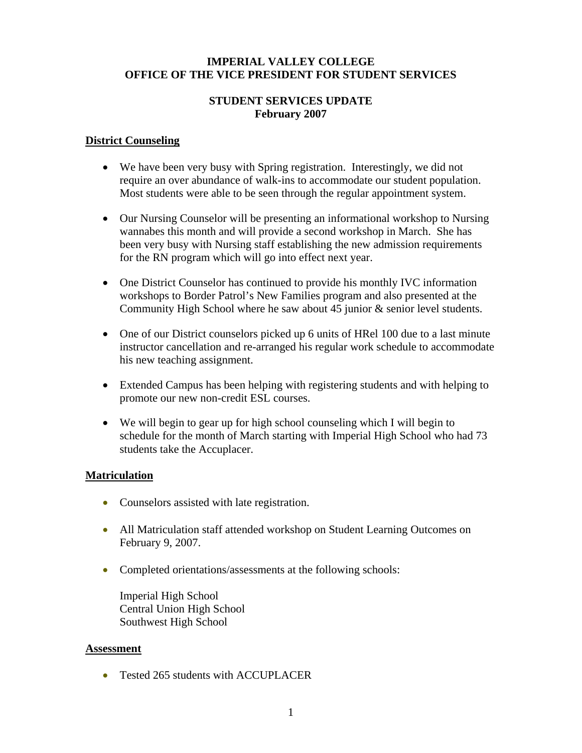**IMPERIAL VALLEY COLLEGE**
**OFFICE OF THE VICE PRESIDENT FOR STUDENT SERVICES**

**STUDENT SERVICES UPDATE**
**February 2007**

## District Counseling

- We have been very busy with Spring registration. Interestingly, we did not require an over abundance of walk-ins to accommodate our student population. Most students were able to be seen through the regular appointment system.

- Our Nursing Counselor will be presenting an informational workshop to Nursing wannabes this month and will provide a second workshop in March. She has been very busy with Nursing staff establishing the new admission requirements for the RN program which will go into effect next year.

- One District Counselor has continued to provide his monthly IVC information workshops to Border Patrol's New Families program and also presented at the Community High School where he saw about 45 junior & senior level students.

- One of our District counselors picked up 6 units of HRel 100 due to a last minute instructor cancellation and re-arranged his regular work schedule to accommodate his new teaching assignment.

- Extended Campus has been helping with registering students and with helping to promote our new non-credit ESL courses.

- We will begin to gear up for high school counseling which I will begin to schedule for the month of March starting with Imperial High School who had 73 students take the Accuplacer.

## Matriculation

- Counselors assisted with late registration.

- All Matriculation staff attended workshop on Student Learning Outcomes on February 9, 2007.

- Completed orientations/assessments at the following schools:

  Imperial High School
  Central Union High School
  Southwest High School

## Assessment

- Tested 265 students with ACCUPLACER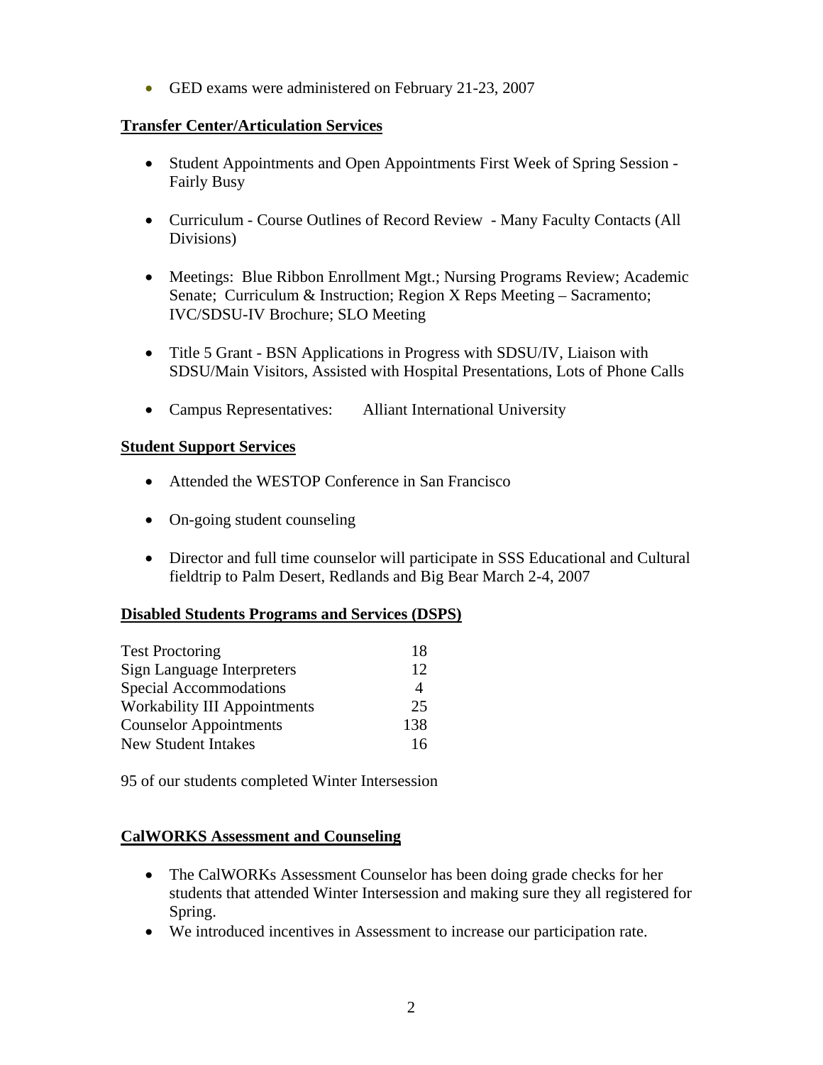- GED exams were administered on February 21-23, 2007

**Transfer Center/Articulation Services**

- Student Appointments and Open Appointments First Week of Spring Session - Fairly Busy
- Curriculum - Course Outlines of Record Review - Many Faculty Contacts (All Divisions)
- Meetings: Blue Ribbon Enrollment Mgt.; Nursing Programs Review; Academic Senate; Curriculum & Instruction; Region X Reps Meeting – Sacramento; IVC/SDSU-IV Brochure; SLO Meeting
- Title 5 Grant - BSN Applications in Progress with SDSU/IV, Liaison with SDSU/Main Visitors, Assisted with Hospital Presentations, Lots of Phone Calls
- Campus Representatives: Alliant International University

**Student Support Services**

- Attended the WESTOP Conference in San Francisco
- On-going student counseling
- Director and full time counselor will participate in SSS Educational and Cultural fieldtrip to Palm Desert, Redlands and Big Bear March 2-4, 2007

**Disabled Students Programs and Services (DSPS)**

| | |
|---|---|
| Test Proctoring | 18 |
| Sign Language Interpreters | 12 |
| Special Accommodations | 4 |
| Workability III Appointments | 25 |
| Counselor Appointments | 138 |
| New Student Intakes | 16 |

95 of our students completed Winter Intersession

**CalWORKS Assessment and Counseling**

- The CalWORKs Assessment Counselor has been doing grade checks for her students that attended Winter Intersession and making sure they all registered for Spring.
- We introduced incentives in Assessment to increase our participation rate.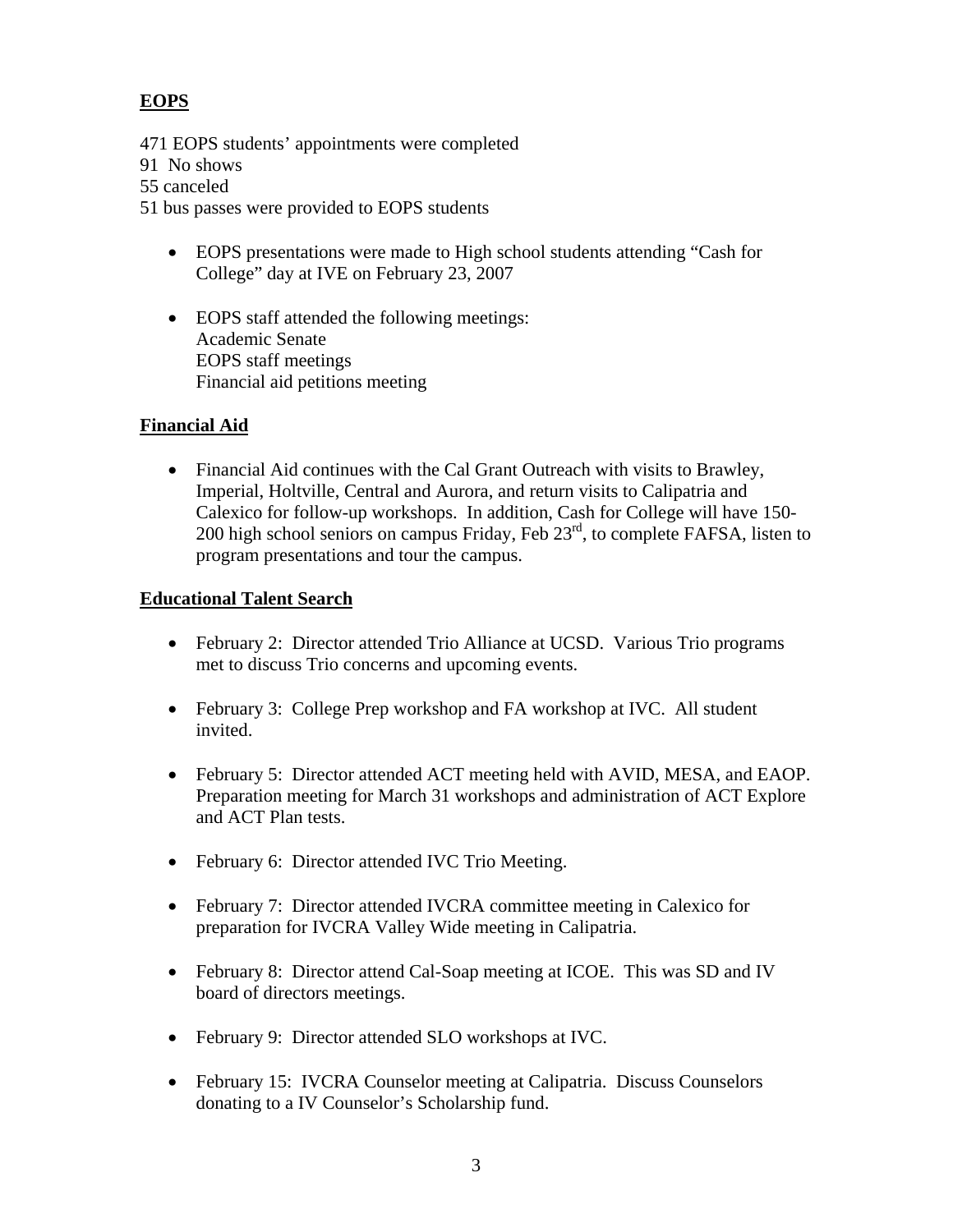## EOPS

471 EOPS students' appointments were completed
91 No shows
55 canceled
51 bus passes were provided to EOPS students

- EOPS presentations were made to High school students attending "Cash for College" day at IVE on February 23, 2007
- EOPS staff attended the following meetings:
  Academic Senate
  EOPS staff meetings
  Financial aid petitions meeting

## Financial Aid

- Financial Aid continues with the Cal Grant Outreach with visits to Brawley, Imperial, Holtville, Central and Aurora, and return visits to Calipatria and Calexico for follow-up workshops. In addition, Cash for College will have 150-200 high school seniors on campus Friday, Feb 23rd, to complete FAFSA, listen to program presentations and tour the campus.

## Educational Talent Search

- February 2: Director attended Trio Alliance at UCSD. Various Trio programs met to discuss Trio concerns and upcoming events.
- February 3: College Prep workshop and FA workshop at IVC. All student invited.
- February 5: Director attended ACT meeting held with AVID, MESA, and EAOP. Preparation meeting for March 31 workshops and administration of ACT Explore and ACT Plan tests.
- February 6: Director attended IVC Trio Meeting.
- February 7: Director attended IVCRA committee meeting in Calexico for preparation for IVCRA Valley Wide meeting in Calipatria.
- February 8: Director attend Cal-Soap meeting at ICOE. This was SD and IV board of directors meetings.
- February 9: Director attended SLO workshops at IVC.
- February 15: IVCRA Counselor meeting at Calipatria. Discuss Counselors donating to a IV Counselor's Scholarship fund.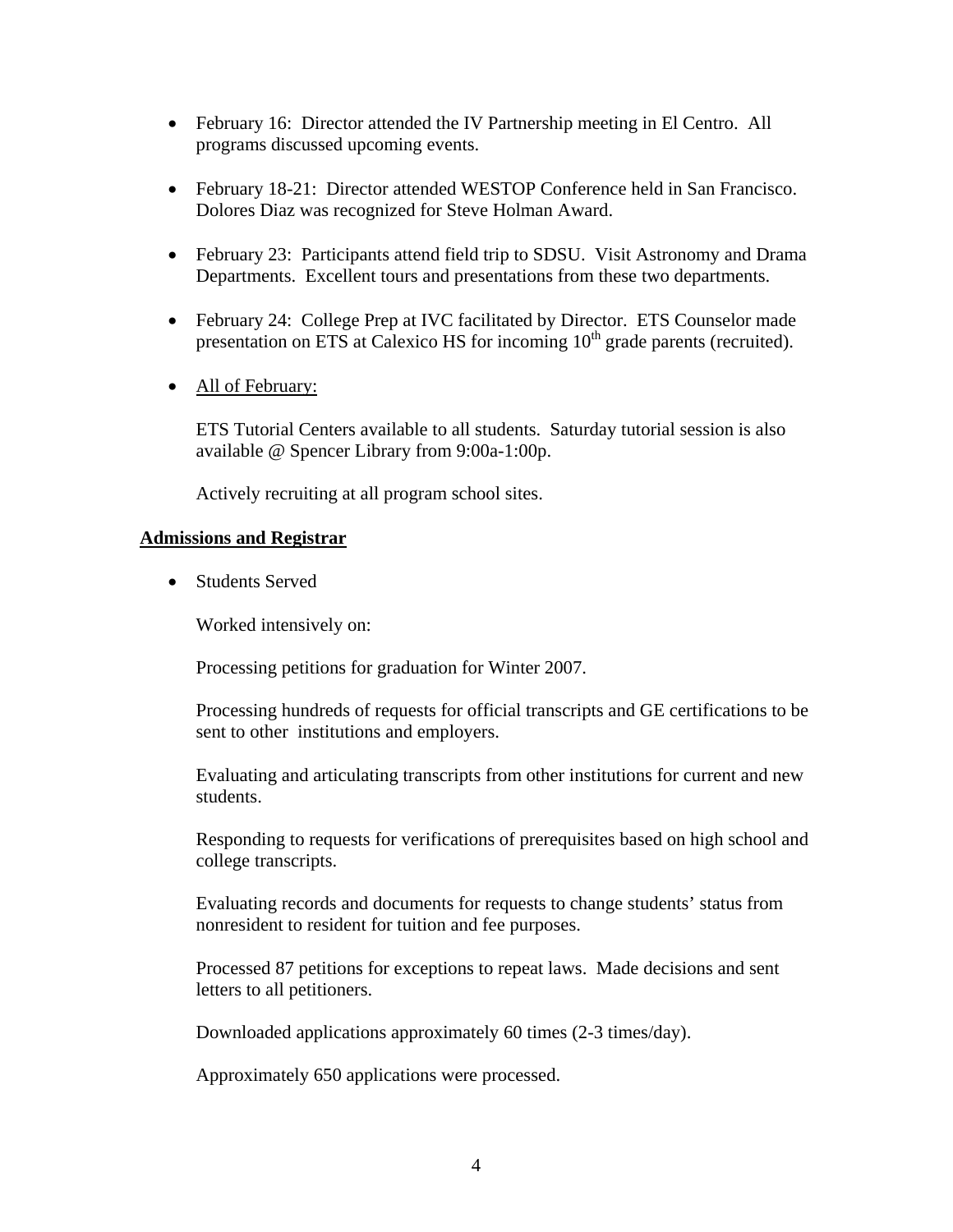- February 16: Director attended the IV Partnership meeting in El Centro. All programs discussed upcoming events.

- February 18-21: Director attended WESTOP Conference held in San Francisco. Dolores Diaz was recognized for Steve Holman Award.

- February 23: Participants attend field trip to SDSU. Visit Astronomy and Drama Departments. Excellent tours and presentations from these two departments.

- February 24: College Prep at IVC facilitated by Director. ETS Counselor made presentation on ETS at Calexico HS for incoming 10th grade parents (recruited).

- <u>All of February:</u>

  ETS Tutorial Centers available to all students. Saturday tutorial session is also available @ Spencer Library from 9:00a-1:00p.

  Actively recruiting at all program school sites.

**<u>Admissions and Registrar</u>**

- Students Served

  Worked intensively on:

  Processing petitions for graduation for Winter 2007.

  Processing hundreds of requests for official transcripts and GE certifications to be sent to other institutions and employers.

  Evaluating and articulating transcripts from other institutions for current and new students.

  Responding to requests for verifications of prerequisites based on high school and college transcripts.

  Evaluating records and documents for requests to change students' status from nonresident to resident for tuition and fee purposes.

  Processed 87 petitions for exceptions to repeat laws. Made decisions and sent letters to all petitioners.

  Downloaded applications approximately 60 times (2-3 times/day).

  Approximately 650 applications were processed.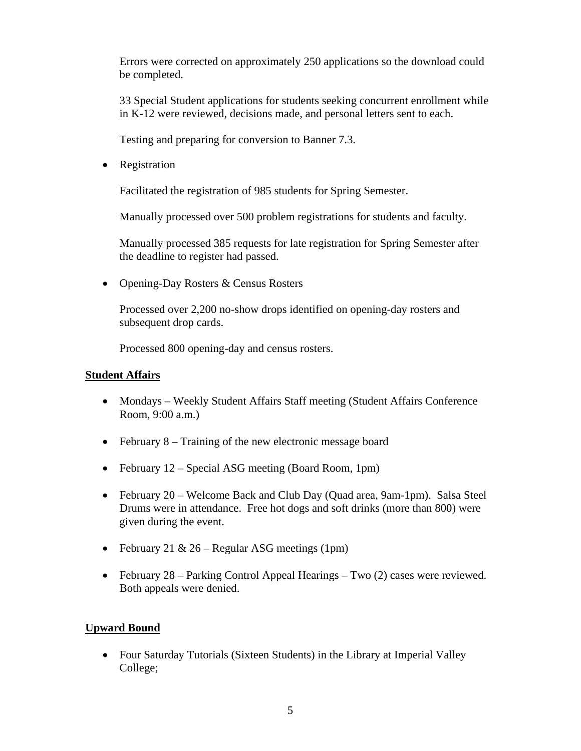Errors were corrected on approximately 250 applications so the download could be completed.

33 Special Student applications for students seeking concurrent enrollment while in K-12 were reviewed, decisions made, and personal letters sent to each.

Testing and preparing for conversion to Banner 7.3.

- Registration

  Facilitated the registration of 985 students for Spring Semester.

  Manually processed over 500 problem registrations for students and faculty.

  Manually processed 385 requests for late registration for Spring Semester after the deadline to register had passed.

- Opening-Day Rosters & Census Rosters

  Processed over 2,200 no-show drops identified on opening-day rosters and subsequent drop cards.

  Processed 800 opening-day and census rosters.

**Student Affairs**

- Mondays – Weekly Student Affairs Staff meeting (Student Affairs Conference Room, 9:00 a.m.)
- February 8 – Training of the new electronic message board
- February 12 – Special ASG meeting (Board Room, 1pm)
- February 20 – Welcome Back and Club Day (Quad area, 9am-1pm). Salsa Steel Drums were in attendance. Free hot dogs and soft drinks (more than 800) were given during the event.
- February 21 & 26 – Regular ASG meetings (1pm)
- February 28 – Parking Control Appeal Hearings – Two (2) cases were reviewed. Both appeals were denied.

**Upward Bound**

- Four Saturday Tutorials (Sixteen Students) in the Library at Imperial Valley College;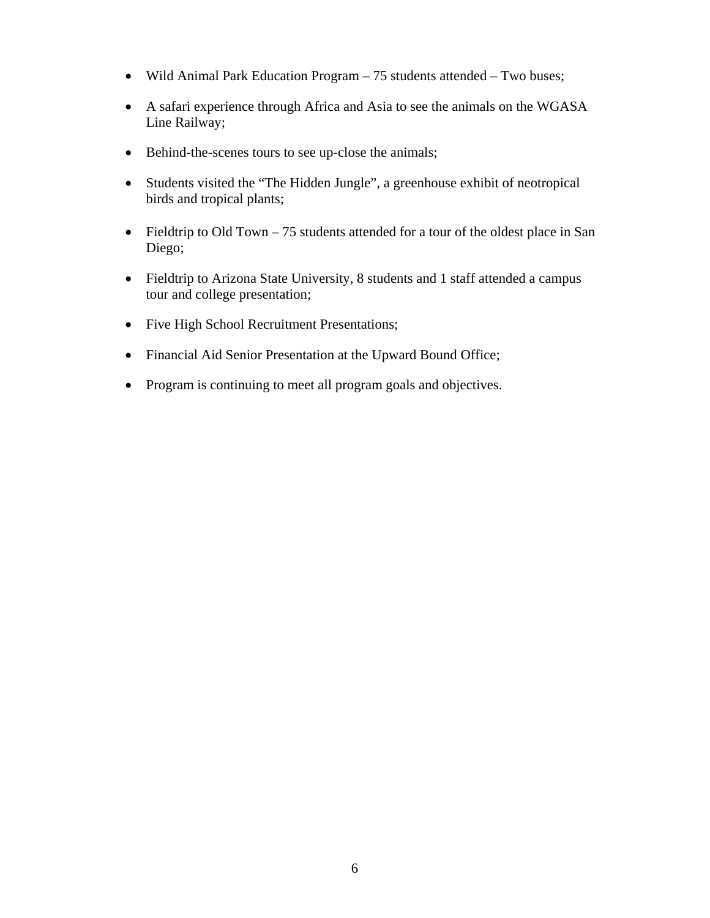- Wild Animal Park Education Program – 75 students attended – Two buses;
- A safari experience through Africa and Asia to see the animals on the WGASA Line Railway;
- Behind-the-scenes tours to see up-close the animals;
- Students visited the "The Hidden Jungle", a greenhouse exhibit of neotropical birds and tropical plants;
- Fieldtrip to Old Town – 75 students attended for a tour of the oldest place in San Diego;
- Fieldtrip to Arizona State University, 8 students and 1 staff attended a campus tour and college presentation;
- Five High School Recruitment Presentations;
- Financial Aid Senior Presentation at the Upward Bound Office;
- Program is continuing to meet all program goals and objectives.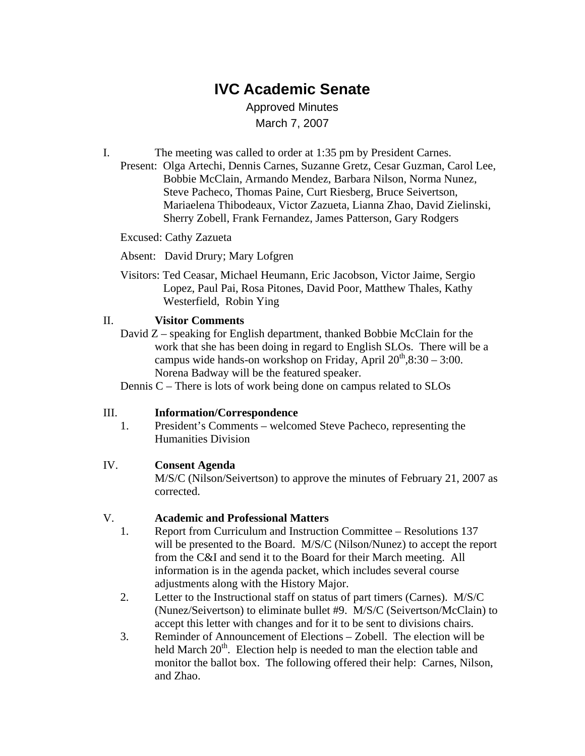# IVC Academic Senate

Approved Minutes

March 7, 2007

I. The meeting was called to order at 1:35 pm by President Carnes.

Present: Olga Artechi, Dennis Carnes, Suzanne Gretz, Cesar Guzman, Carol Lee, Bobbie McClain, Armando Mendez, Barbara Nilson, Norma Nunez, Steve Pacheco, Thomas Paine, Curt Riesberg, Bruce Seivertson, Mariaelena Thibodeaux, Victor Zazueta, Lianna Zhao, David Zielinski, Sherry Zobell, Frank Fernandez, James Patterson, Gary Rodgers

Excused: Cathy Zazueta

Absent: David Drury; Mary Lofgren

Visitors: Ted Ceasar, Michael Heumann, Eric Jacobson, Victor Jaime, Sergio Lopez, Paul Pai, Rosa Pitones, David Poor, Matthew Thales, Kathy Westerfield, Robin Ying

II. **Visitor Comments**

David Z – speaking for English department, thanked Bobbie McClain for the work that she has been doing in regard to English SLOs. There will be a campus wide hands-on workshop on Friday, April 20th,8:30 – 3:00. Norena Badway will be the featured speaker.

Dennis C – There is lots of work being done on campus related to SLOs

III. **Information/Correspondence**

1. President's Comments – welcomed Steve Pacheco, representing the Humanities Division

IV. **Consent Agenda**

M/S/C (Nilson/Seivertson) to approve the minutes of February 21, 2007 as corrected.

V. **Academic and Professional Matters**

1. Report from Curriculum and Instruction Committee – Resolutions 137 will be presented to the Board. M/S/C (Nilson/Nunez) to accept the report from the C&I and send it to the Board for their March meeting. All information is in the agenda packet, which includes several course adjustments along with the History Major.
2. Letter to the Instructional staff on status of part timers (Carnes). M/S/C (Nunez/Seivertson) to eliminate bullet #9. M/S/C (Seivertson/McClain) to accept this letter with changes and for it to be sent to divisions chairs.
3. Reminder of Announcement of Elections – Zobell. The election will be held March 20th. Election help is needed to man the election table and monitor the ballot box. The following offered their help: Carnes, Nilson, and Zhao.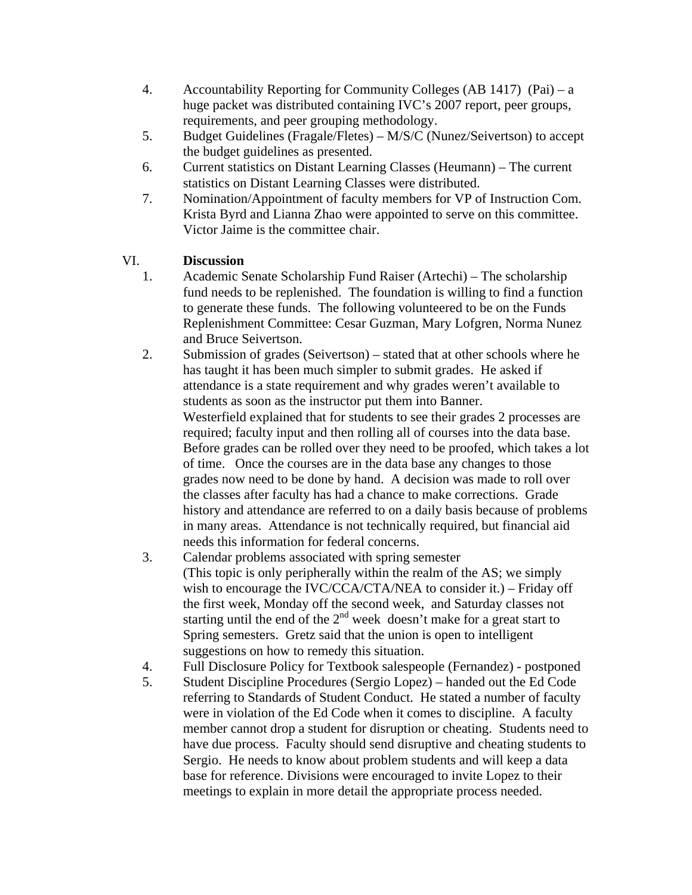4. Accountability Reporting for Community Colleges (AB 1417) (Pai) – a huge packet was distributed containing IVC's 2007 report, peer groups, requirements, and peer grouping methodology.
5. Budget Guidelines (Fragale/Fletes) – M/S/C (Nunez/Seivertson) to accept the budget guidelines as presented.
6. Current statistics on Distant Learning Classes (Heumann) – The current statistics on Distant Learning Classes were distributed.
7. Nomination/Appointment of faculty members for VP of Instruction Com. Krista Byrd and Lianna Zhao were appointed to serve on this committee. Victor Jaime is the committee chair.

VI. **Discussion**

1. Academic Senate Scholarship Fund Raiser (Artechi) – The scholarship fund needs to be replenished. The foundation is willing to find a function to generate these funds. The following volunteered to be on the Funds Replenishment Committee: Cesar Guzman, Mary Lofgren, Norma Nunez and Bruce Seivertson.
2. Submission of grades (Seivertson) – stated that at other schools where he has taught it has been much simpler to submit grades. He asked if attendance is a state requirement and why grades weren't available to students as soon as the instructor put them into Banner.
   Westerfield explained that for students to see their grades 2 processes are required; faculty input and then rolling all of courses into the data base. Before grades can be rolled over they need to be proofed, which takes a lot of time. Once the courses are in the data base any changes to those grades now need to be done by hand. A decision was made to roll over the classes after faculty has had a chance to make corrections. Grade history and attendance are referred to on a daily basis because of problems in many areas. Attendance is not technically required, but financial aid needs this information for federal concerns.
3. Calendar problems associated with spring semester
   (This topic is only peripherally within the realm of the AS; we simply wish to encourage the IVC/CCA/CTA/NEA to consider it.) – Friday off the first week, Monday off the second week, and Saturday classes not starting until the end of the 2nd week doesn't make for a great start to Spring semesters. Gretz said that the union is open to intelligent suggestions on how to remedy this situation.
4. Full Disclosure Policy for Textbook salespeople (Fernandez) - postponed
5. Student Discipline Procedures (Sergio Lopez) – handed out the Ed Code referring to Standards of Student Conduct. He stated a number of faculty were in violation of the Ed Code when it comes to discipline. A faculty member cannot drop a student for disruption or cheating. Students need to have due process. Faculty should send disruptive and cheating students to Sergio. He needs to know about problem students and will keep a data base for reference. Divisions were encouraged to invite Lopez to their meetings to explain in more detail the appropriate process needed.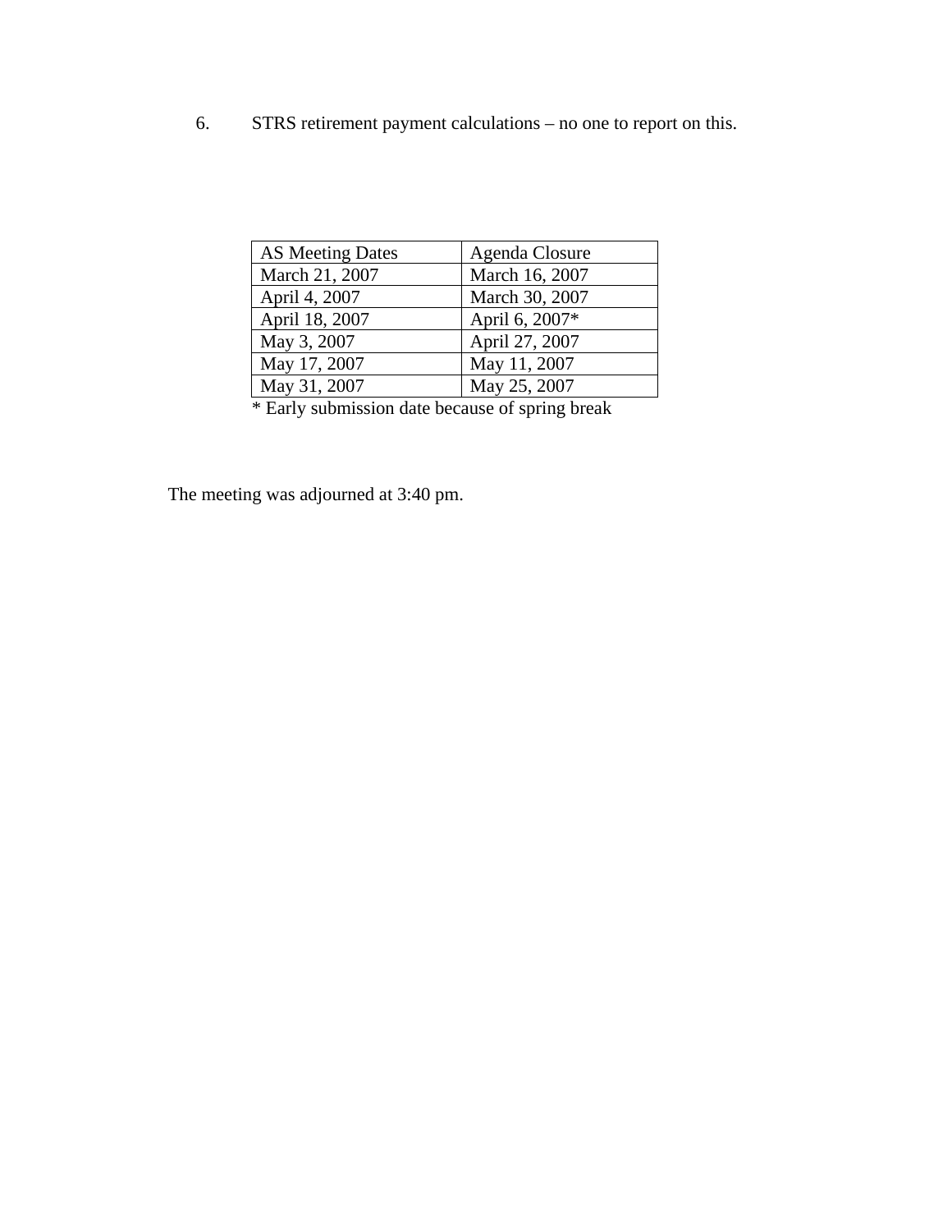6. STRS retirement payment calculations – no one to report on this.

| AS Meeting Dates | Agenda Closure |
| --- | --- |
| March 21, 2007 | March 16, 2007 |
| April 4, 2007 | March 30, 2007 |
| April 18, 2007 | April 6, 2007* |
| May 3, 2007 | April 27, 2007 |
| May 17, 2007 | May 11, 2007 |
| May 31, 2007 | May 25, 2007 |

* Early submission date because of spring break

The meeting was adjourned at 3:40 pm.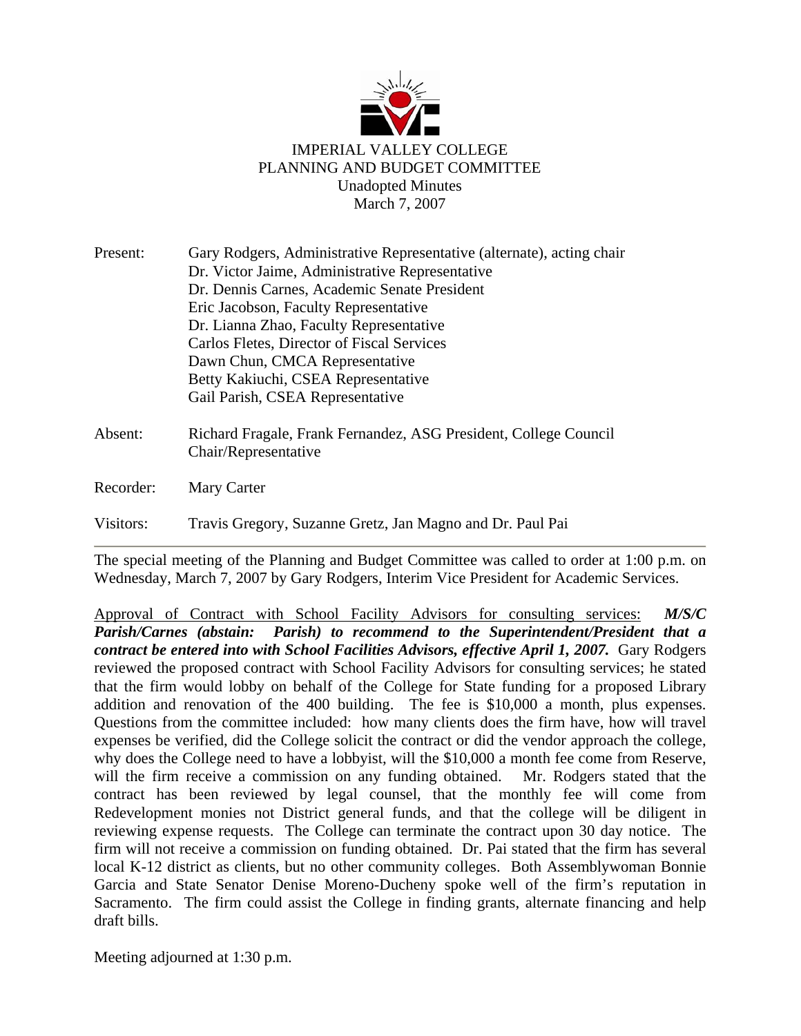IMPERIAL VALLEY COLLEGE
PLANNING AND BUDGET COMMITTEE
Unadopted Minutes
March 7, 2007

| | |
|---|---|
| Present: | Gary Rodgers, Administrative Representative (alternate), acting chair<br>Dr. Victor Jaime, Administrative Representative<br>Dr. Dennis Carnes, Academic Senate President<br>Eric Jacobson, Faculty Representative<br>Dr. Lianna Zhao, Faculty Representative<br>Carlos Fletes, Director of Fiscal Services<br>Dawn Chun, CMCA Representative<br>Betty Kakiuchi, CSEA Representative<br>Gail Parish, CSEA Representative |
| Absent: | Richard Fragale, Frank Fernandez, ASG President, College Council Chair/Representative |
| Recorder: | Mary Carter |
| Visitors: | Travis Gregory, Suzanne Gretz, Jan Magno and Dr. Paul Pai |

---

The special meeting of the Planning and Budget Committee was called to order at 1:00 p.m. on Wednesday, March 7, 2007 by Gary Rodgers, Interim Vice President for Academic Services.

Approval of Contract with School Facility Advisors for consulting services: ***M/S/C Parish/Carnes (abstain: Parish) to recommend to the Superintendent/President that a contract be entered into with School Facilities Advisors, effective April 1, 2007.*** Gary Rodgers reviewed the proposed contract with School Facility Advisors for consulting services; he stated that the firm would lobby on behalf of the College for State funding for a proposed Library addition and renovation of the 400 building. The fee is $10,000 a month, plus expenses. Questions from the committee included: how many clients does the firm have, how will travel expenses be verified, did the College solicit the contract or did the vendor approach the college, why does the College need to have a lobbyist, will the $10,000 a month fee come from Reserve, will the firm receive a commission on any funding obtained. Mr. Rodgers stated that the contract has been reviewed by legal counsel, that the monthly fee will come from Redevelopment monies not District general funds, and that the college will be diligent in reviewing expense requests. The College can terminate the contract upon 30 day notice. The firm will not receive a commission on funding obtained. Dr. Pai stated that the firm has several local K-12 district as clients, but no other community colleges. Both Assemblywoman Bonnie Garcia and State Senator Denise Moreno-Ducheny spoke well of the firm's reputation in Sacramento. The firm could assist the College in finding grants, alternate financing and help draft bills.

Meeting adjourned at 1:30 p.m.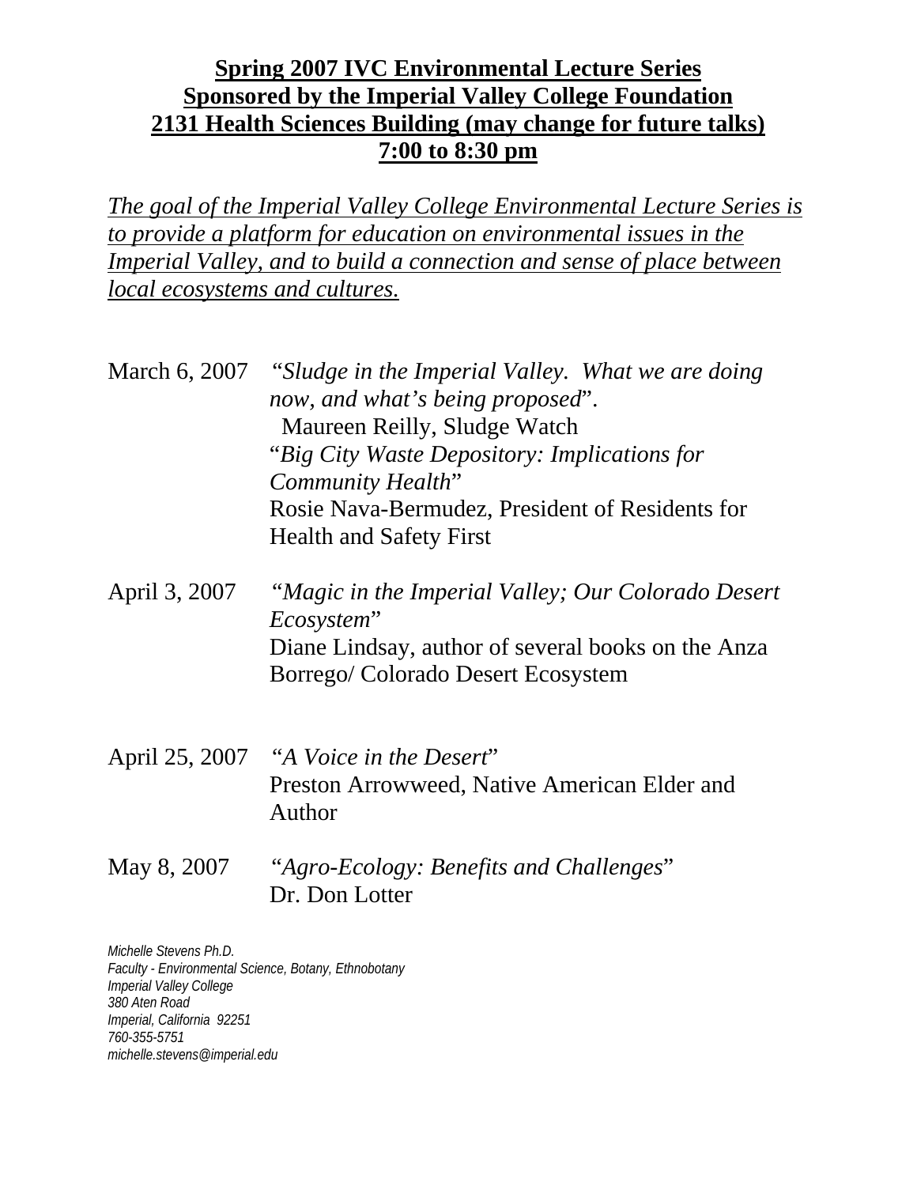**Spring 2007 IVC Environmental Lecture Series**
**Sponsored by the Imperial Valley College Foundation**
**2131 Health Sciences Building (may change for future talks)**
**7:00 to 8:30 pm**

*The goal of the Imperial Valley College Environmental Lecture Series is to provide a platform for education on environmental issues in the Imperial Valley, and to build a connection and sense of place between local ecosystems and cultures.*

| | |
|---|---|
| March 6, 2007 | "*Sludge in the Imperial Valley. What we are doing now, and what's being proposed*". Maureen Reilly, Sludge Watch<br>"*Big City Waste Depository: Implications for Community Health*"<br>Rosie Nava-Bermudez, President of Residents for Health and Safety First |
| April 3, 2007 | "*Magic in the Imperial Valley; Our Colorado Desert Ecosystem*"<br>Diane Lindsay, author of several books on the Anza Borrego/ Colorado Desert Ecosystem |
| April 25, 2007 | "*A Voice in the Desert*"<br>Preston Arrowweed, Native American Elder and Author |
| May 8, 2007 | "*Agro-Ecology: Benefits and Challenges*"<br>Dr. Don Lotter |

*Michelle Stevens Ph.D.*
*Faculty - Environmental Science, Botany, Ethnobotany*
*Imperial Valley College*
*380 Aten Road*
*Imperial, California 92251*
*760-355-5751*
*michelle.stevens@imperial.edu*